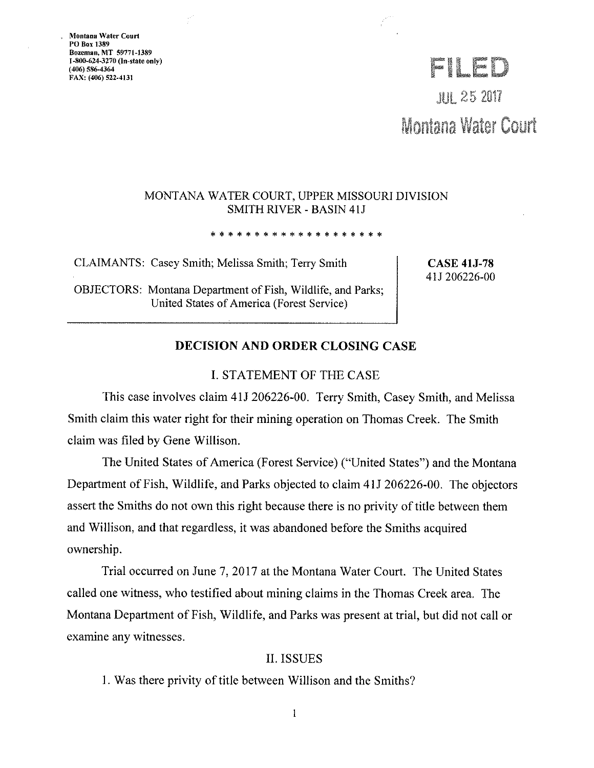Montana Water Court
PO Box 1389
Bozeman, MT 59771-1389
1-800-624-3270 (In-state only)
(406) 586-4364
FAX: (406) 522-4131

FILED
JUL 25 2017
Montana Water Court

MONTANA WATER COURT, UPPER MISSOURI DIVISION
SMITH RIVER - BASIN 41J

\* \* \* \* \* \* \* \* \* \* \* \* \* \* \* \* \* \* \*

| | |
|---|---|
| CLAIMANTS: Casey Smith; Melissa Smith; Terry Smith<br><br>OBJECTORS: Montana Department of Fish, Wildlife, and Parks; United States of America (Forest Service) | **CASE 41J-78**<br>41J 206226-00 |

## DECISION AND ORDER CLOSING CASE

### I. STATEMENT OF THE CASE

This case involves claim 41J 206226-00. Terry Smith, Casey Smith, and Melissa Smith claim this water right for their mining operation on Thomas Creek. The Smith claim was filed by Gene Willison.

The United States of America (Forest Service) ("United States") and the Montana Department of Fish, Wildlife, and Parks objected to claim 41J 206226-00. The objectors assert the Smiths do not own this right because there is no privity of title between them and Willison, and that regardless, it was abandoned before the Smiths acquired ownership.

Trial occurred on June 7, 2017 at the Montana Water Court. The United States called one witness, who testified about mining claims in the Thomas Creek area. The Montana Department of Fish, Wildlife, and Parks was present at trial, but did not call or examine any witnesses.

### II. ISSUES

1. Was there privity of title between Willison and the Smiths?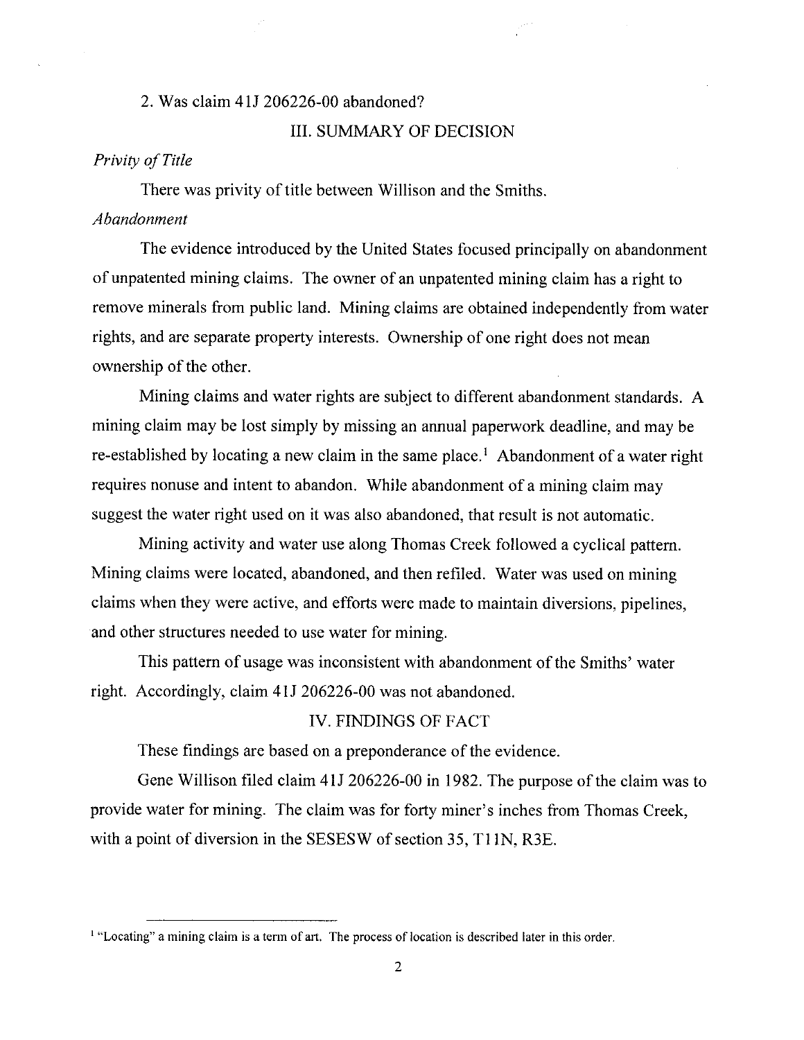2. Was claim 41J 206226-00 abandoned?

## III. SUMMARY OF DECISION

*Privity of Title*

There was privity of title between Willison and the Smiths.

*Abandonment*

The evidence introduced by the United States focused principally on abandonment of unpatented mining claims. The owner of an unpatented mining claim has a right to remove minerals from public land. Mining claims are obtained independently from water rights, and are separate property interests. Ownership of one right does not mean ownership of the other.

Mining claims and water rights are subject to different abandonment standards. A mining claim may be lost simply by missing an annual paperwork deadline, and may be re-established by locating a new claim in the same place.[1] Abandonment of a water right requires nonuse and intent to abandon. While abandonment of a mining claim may suggest the water right used on it was also abandoned, that result is not automatic.

Mining activity and water use along Thomas Creek followed a cyclical pattern. Mining claims were located, abandoned, and then refiled. Water was used on mining claims when they were active, and efforts were made to maintain diversions, pipelines, and other structures needed to use water for mining.

This pattern of usage was inconsistent with abandonment of the Smiths' water right. Accordingly, claim 41J 206226-00 was not abandoned.

## IV. FINDINGS OF FACT

These findings are based on a preponderance of the evidence.

Gene Willison filed claim 41J 206226-00 in 1982. The purpose of the claim was to provide water for mining. The claim was for forty miner's inches from Thomas Creek, with a point of diversion in the SESESW of section 35, T11N, R3E.

---

[1] "Locating" a mining claim is a term of art. The process of location is described later in this order.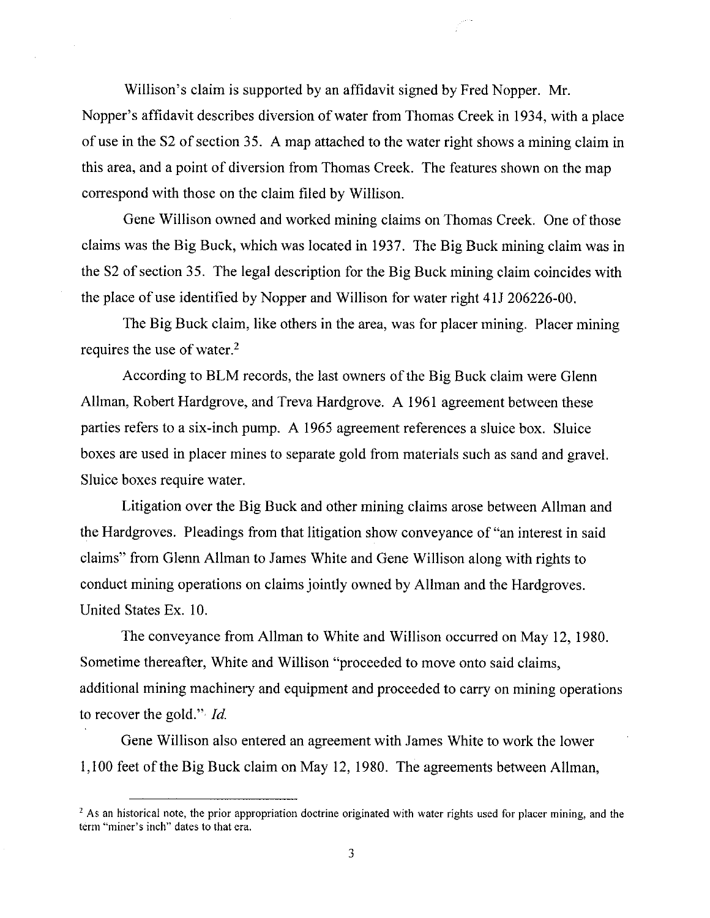Willison's claim is supported by an affidavit signed by Fred Nopper. Mr. Nopper's affidavit describes diversion of water from Thomas Creek in 1934, with a place of use in the S2 of section 35. A map attached to the water right shows a mining claim in this area, and a point of diversion from Thomas Creek. The features shown on the map correspond with those on the claim filed by Willison.

Gene Willison owned and worked mining claims on Thomas Creek. One of those claims was the Big Buck, which was located in 1937. The Big Buck mining claim was in the S2 of section 35. The legal description for the Big Buck mining claim coincides with the place of use identified by Nopper and Willison for water right 41J 206226-00.

The Big Buck claim, like others in the area, was for placer mining. Placer mining requires the use of water.[2]

According to BLM records, the last owners of the Big Buck claim were Glenn Allman, Robert Hardgrove, and Treva Hardgrove. A 1961 agreement between these parties refers to a six-inch pump. A 1965 agreement references a sluice box. Sluice boxes are used in placer mines to separate gold from materials such as sand and gravel. Sluice boxes require water.

Litigation over the Big Buck and other mining claims arose between Allman and the Hardgroves. Pleadings from that litigation show conveyance of "an interest in said claims" from Glenn Allman to James White and Gene Willison along with rights to conduct mining operations on claims jointly owned by Allman and the Hardgroves. United States Ex. 10.

The conveyance from Allman to White and Willison occurred on May 12, 1980. Sometime thereafter, White and Willison "proceeded to move onto said claims, additional mining machinery and equipment and proceeded to carry on mining operations to recover the gold." *Id.*

Gene Willison also entered an agreement with James White to work the lower 1,100 feet of the Big Buck claim on May 12, 1980. The agreements between Allman,

---

[2] As an historical note, the prior appropriation doctrine originated with water rights used for placer mining, and the term "miner's inch" dates to that era.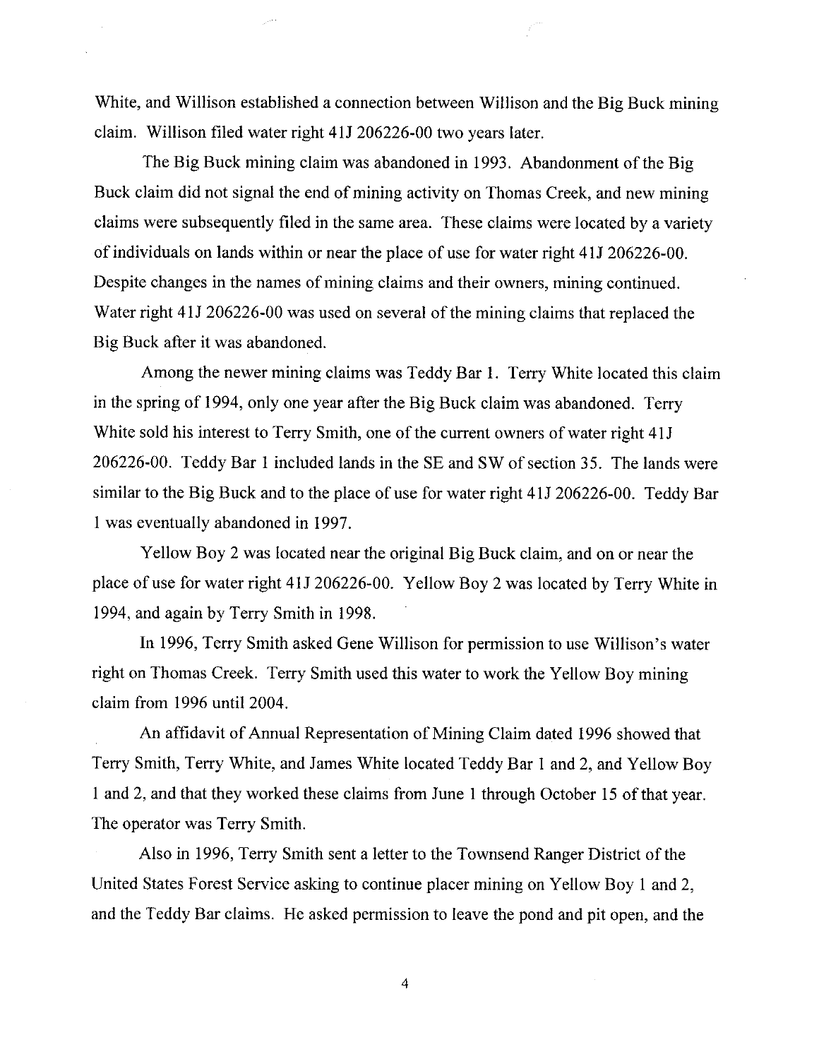White, and Willison established a connection between Willison and the Big Buck mining claim. Willison filed water right 41J 206226-00 two years later.

The Big Buck mining claim was abandoned in 1993. Abandonment of the Big Buck claim did not signal the end of mining activity on Thomas Creek, and new mining claims were subsequently filed in the same area. These claims were located by a variety of individuals on lands within or near the place of use for water right 41J 206226-00. Despite changes in the names of mining claims and their owners, mining continued. Water right 41J 206226-00 was used on several of the mining claims that replaced the Big Buck after it was abandoned.

Among the newer mining claims was Teddy Bar 1. Terry White located this claim in the spring of 1994, only one year after the Big Buck claim was abandoned. Terry White sold his interest to Terry Smith, one of the current owners of water right 41J 206226-00. Teddy Bar 1 included lands in the SE and SW of section 35. The lands were similar to the Big Buck and to the place of use for water right 41J 206226-00. Teddy Bar 1 was eventually abandoned in 1997.

Yellow Boy 2 was located near the original Big Buck claim, and on or near the place of use for water right 41J 206226-00. Yellow Boy 2 was located by Terry White in 1994, and again by Terry Smith in 1998.

In 1996, Terry Smith asked Gene Willison for permission to use Willison's water right on Thomas Creek. Terry Smith used this water to work the Yellow Boy mining claim from 1996 until 2004.

An affidavit of Annual Representation of Mining Claim dated 1996 showed that Terry Smith, Terry White, and James White located Teddy Bar 1 and 2, and Yellow Boy 1 and 2, and that they worked these claims from June 1 through October 15 of that year. The operator was Terry Smith.

Also in 1996, Terry Smith sent a letter to the Townsend Ranger District of the United States Forest Service asking to continue placer mining on Yellow Boy 1 and 2, and the Teddy Bar claims. He asked permission to leave the pond and pit open, and the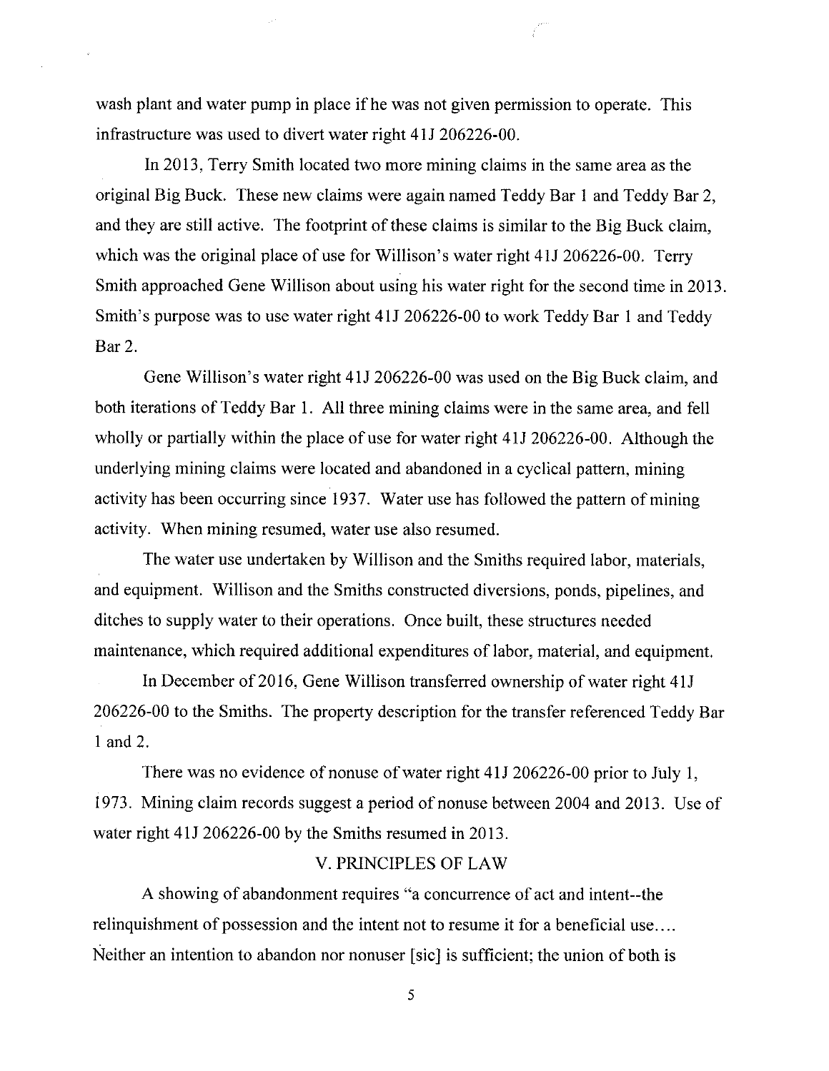wash plant and water pump in place if he was not given permission to operate. This infrastructure was used to divert water right 41J 206226-00.

In 2013, Terry Smith located two more mining claims in the same area as the original Big Buck. These new claims were again named Teddy Bar 1 and Teddy Bar 2, and they are still active. The footprint of these claims is similar to the Big Buck claim, which was the original place of use for Willison's water right 41J 206226-00. Terry Smith approached Gene Willison about using his water right for the second time in 2013. Smith's purpose was to use water right 41J 206226-00 to work Teddy Bar 1 and Teddy Bar 2.

Gene Willison's water right 41J 206226-00 was used on the Big Buck claim, and both iterations of Teddy Bar 1. All three mining claims were in the same area, and fell wholly or partially within the place of use for water right 41J 206226-00. Although the underlying mining claims were located and abandoned in a cyclical pattern, mining activity has been occurring since 1937. Water use has followed the pattern of mining activity. When mining resumed, water use also resumed.

The water use undertaken by Willison and the Smiths required labor, materials, and equipment. Willison and the Smiths constructed diversions, ponds, pipelines, and ditches to supply water to their operations. Once built, these structures needed maintenance, which required additional expenditures of labor, material, and equipment.

In December of 2016, Gene Willison transferred ownership of water right 41J 206226-00 to the Smiths. The property description for the transfer referenced Teddy Bar 1 and 2.

There was no evidence of nonuse of water right 41J 206226-00 prior to July 1, 1973. Mining claim records suggest a period of nonuse between 2004 and 2013. Use of water right 41J 206226-00 by the Smiths resumed in 2013.

## V. PRINCIPLES OF LAW

A showing of abandonment requires "a concurrence of act and intent--the relinquishment of possession and the intent not to resume it for a beneficial use.... Neither an intention to abandon nor nonuser [sic] is sufficient; the union of both is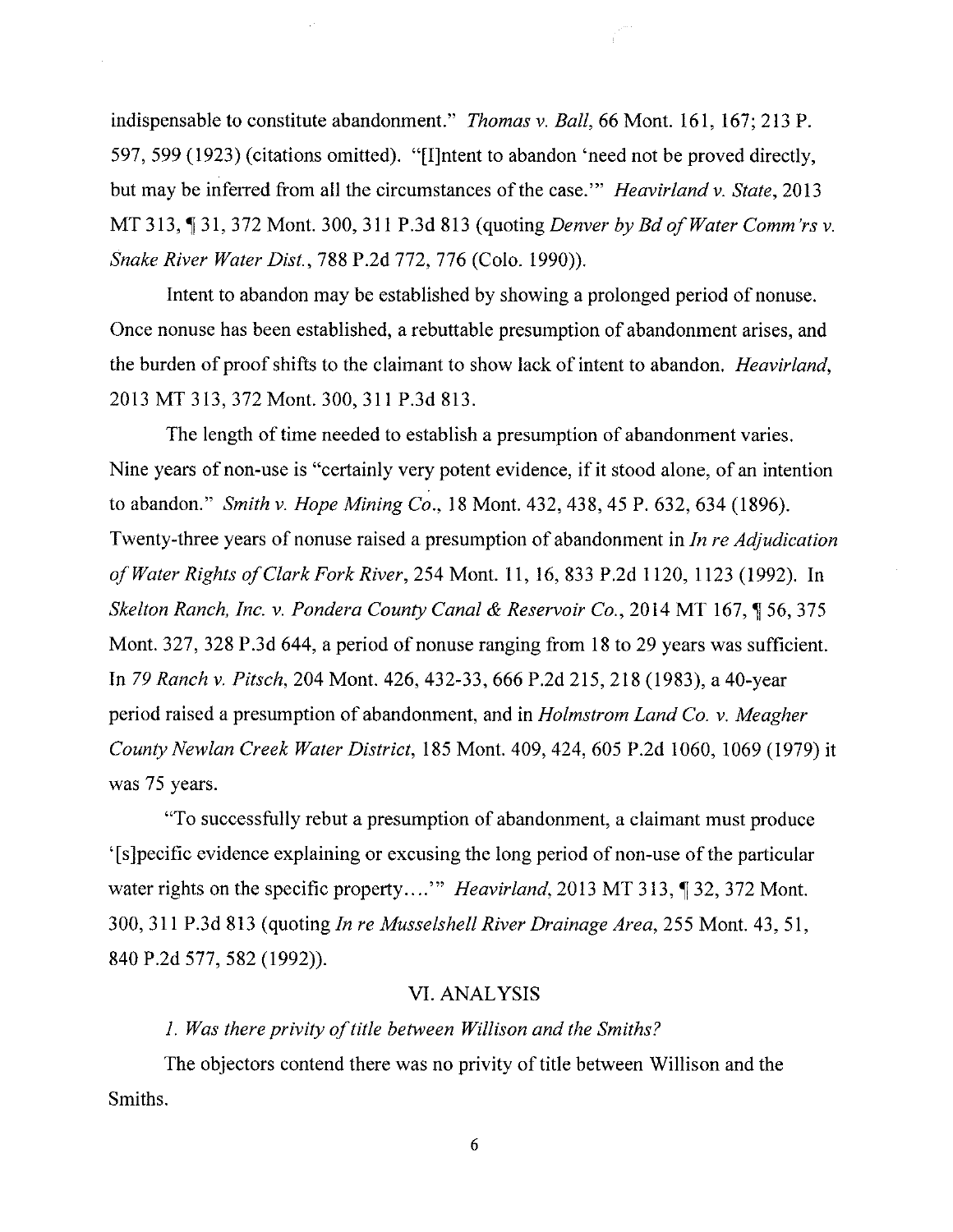indispensable to constitute abandonment." *Thomas v. Ball*, 66 Mont. 161, 167; 213 P. 597, 599 (1923) (citations omitted). "[I]ntent to abandon 'need not be proved directly, but may be inferred from all the circumstances of the case.'" *Heavirland v. State*, 2013 MT 313, ¶ 31, 372 Mont. 300, 311 P.3d 813 (quoting *Denver by Bd of Water Comm'rs v. Snake River Water Dist.*, 788 P.2d 772, 776 (Colo. 1990)).

Intent to abandon may be established by showing a prolonged period of nonuse. Once nonuse has been established, a rebuttable presumption of abandonment arises, and the burden of proof shifts to the claimant to show lack of intent to abandon. *Heavirland*, 2013 MT 313, 372 Mont. 300, 311 P.3d 813.

The length of time needed to establish a presumption of abandonment varies. Nine years of non-use is "certainly very potent evidence, if it stood alone, of an intention to abandon." *Smith v. Hope Mining Co.*, 18 Mont. 432, 438, 45 P. 632, 634 (1896). Twenty-three years of nonuse raised a presumption of abandonment in *In re Adjudication of Water Rights of Clark Fork River*, 254 Mont. 11, 16, 833 P.2d 1120, 1123 (1992). In *Skelton Ranch, Inc. v. Pondera County Canal & Reservoir Co.*, 2014 MT 167, ¶ 56, 375 Mont. 327, 328 P.3d 644, a period of nonuse ranging from 18 to 29 years was sufficient. In *79 Ranch v. Pitsch*, 204 Mont. 426, 432-33, 666 P.2d 215, 218 (1983), a 40-year period raised a presumption of abandonment, and in *Holmstrom Land Co. v. Meagher County Newlan Creek Water District*, 185 Mont. 409, 424, 605 P.2d 1060, 1069 (1979) it was 75 years.

"To successfully rebut a presumption of abandonment, a claimant must produce '[s]pecific evidence explaining or excusing the long period of non-use of the particular water rights on the specific property....'" *Heavirland*, 2013 MT 313, ¶ 32, 372 Mont. 300, 311 P.3d 813 (quoting *In re Musselshell River Drainage Area*, 255 Mont. 43, 51, 840 P.2d 577, 582 (1992)).

## VI. ANALYSIS

*1. Was there privity of title between Willison and the Smiths?*

The objectors contend there was no privity of title between Willison and the Smiths.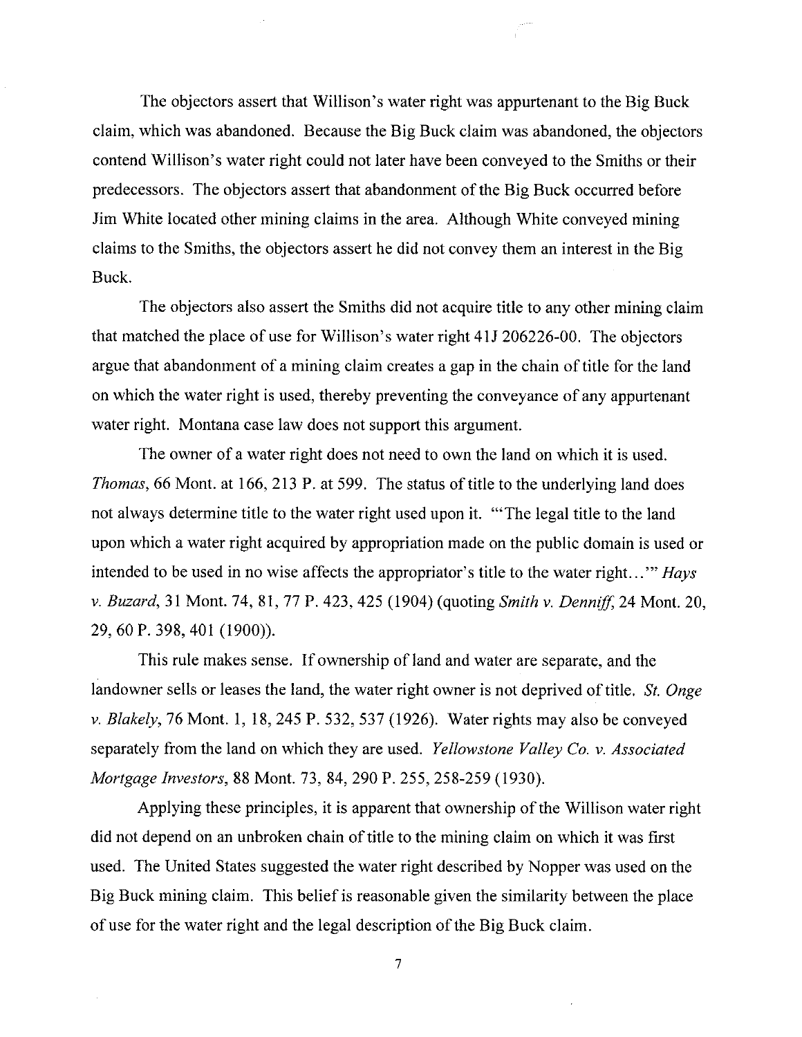The objectors assert that Willison's water right was appurtenant to the Big Buck claim, which was abandoned. Because the Big Buck claim was abandoned, the objectors contend Willison's water right could not later have been conveyed to the Smiths or their predecessors. The objectors assert that abandonment of the Big Buck occurred before Jim White located other mining claims in the area. Although White conveyed mining claims to the Smiths, the objectors assert he did not convey them an interest in the Big Buck.

The objectors also assert the Smiths did not acquire title to any other mining claim that matched the place of use for Willison's water right 41J 206226-00. The objectors argue that abandonment of a mining claim creates a gap in the chain of title for the land on which the water right is used, thereby preventing the conveyance of any appurtenant water right. Montana case law does not support this argument.

The owner of a water right does not need to own the land on which it is used. *Thomas*, 66 Mont. at 166, 213 P. at 599. The status of title to the underlying land does not always determine title to the water right used upon it. "'The legal title to the land upon which a water right acquired by appropriation made on the public domain is used or intended to be used in no wise affects the appropriator's title to the water right...'" *Hays v. Buzard*, 31 Mont. 74, 81, 77 P. 423, 425 (1904) (quoting *Smith v. Denniff*, 24 Mont. 20, 29, 60 P. 398, 401 (1900)).

This rule makes sense. If ownership of land and water are separate, and the landowner sells or leases the land, the water right owner is not deprived of title. *St. Onge v. Blakely*, 76 Mont. 1, 18, 245 P. 532, 537 (1926). Water rights may also be conveyed separately from the land on which they are used. *Yellowstone Valley Co. v. Associated Mortgage Investors*, 88 Mont. 73, 84, 290 P. 255, 258-259 (1930).

Applying these principles, it is apparent that ownership of the Willison water right did not depend on an unbroken chain of title to the mining claim on which it was first used. The United States suggested the water right described by Nopper was used on the Big Buck mining claim. This belief is reasonable given the similarity between the place of use for the water right and the legal description of the Big Buck claim.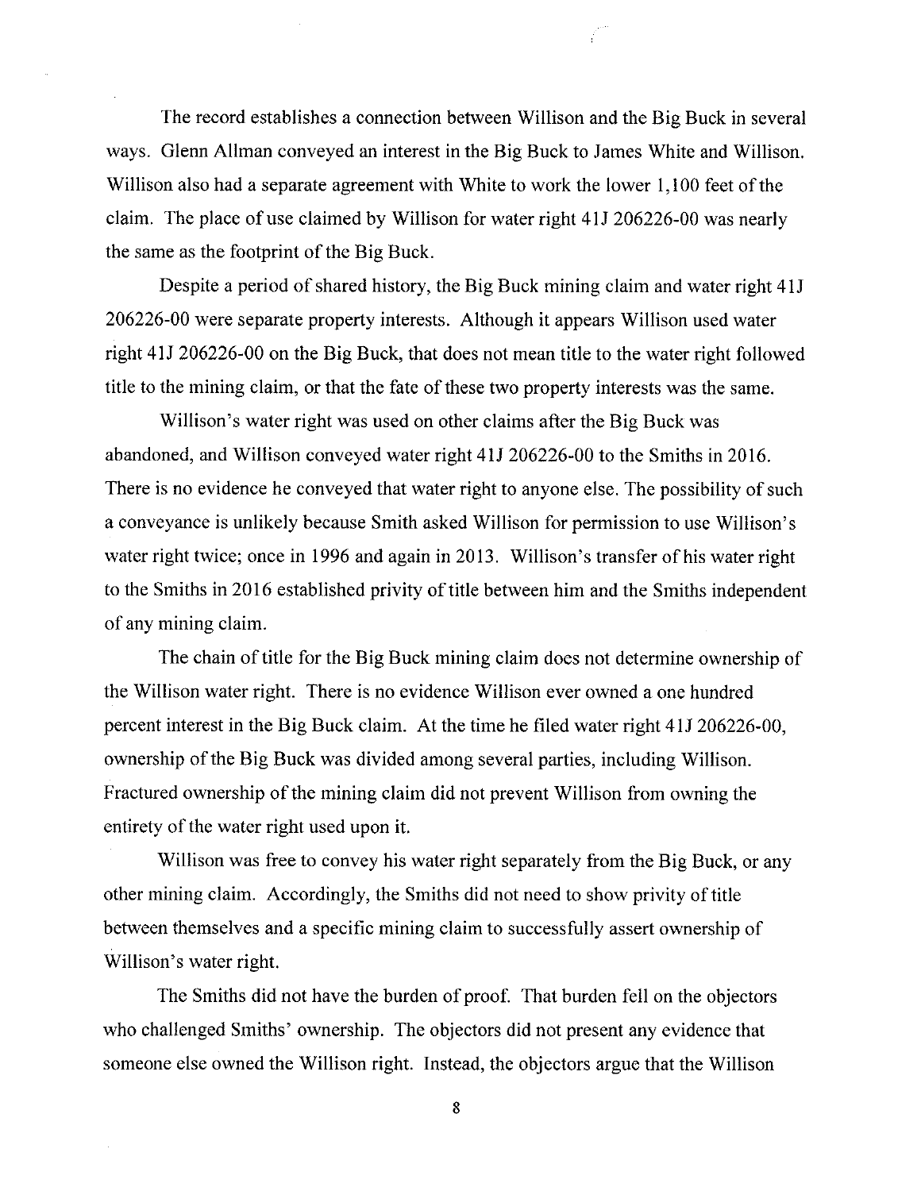The record establishes a connection between Willison and the Big Buck in several ways. Glenn Allman conveyed an interest in the Big Buck to James White and Willison. Willison also had a separate agreement with White to work the lower 1,100 feet of the claim. The place of use claimed by Willison for water right 41J 206226-00 was nearly the same as the footprint of the Big Buck.

Despite a period of shared history, the Big Buck mining claim and water right 41J 206226-00 were separate property interests. Although it appears Willison used water right 41J 206226-00 on the Big Buck, that does not mean title to the water right followed title to the mining claim, or that the fate of these two property interests was the same.

Willison's water right was used on other claims after the Big Buck was abandoned, and Willison conveyed water right 41J 206226-00 to the Smiths in 2016. There is no evidence he conveyed that water right to anyone else. The possibility of such a conveyance is unlikely because Smith asked Willison for permission to use Willison's water right twice; once in 1996 and again in 2013. Willison's transfer of his water right to the Smiths in 2016 established privity of title between him and the Smiths independent of any mining claim.

The chain of title for the Big Buck mining claim does not determine ownership of the Willison water right. There is no evidence Willison ever owned a one hundred percent interest in the Big Buck claim. At the time he filed water right 41J 206226-00, ownership of the Big Buck was divided among several parties, including Willison. Fractured ownership of the mining claim did not prevent Willison from owning the entirety of the water right used upon it.

Willison was free to convey his water right separately from the Big Buck, or any other mining claim. Accordingly, the Smiths did not need to show privity of title between themselves and a specific mining claim to successfully assert ownership of Willison's water right.

The Smiths did not have the burden of proof. That burden fell on the objectors who challenged Smiths' ownership. The objectors did not present any evidence that someone else owned the Willison right. Instead, the objectors argue that the Willison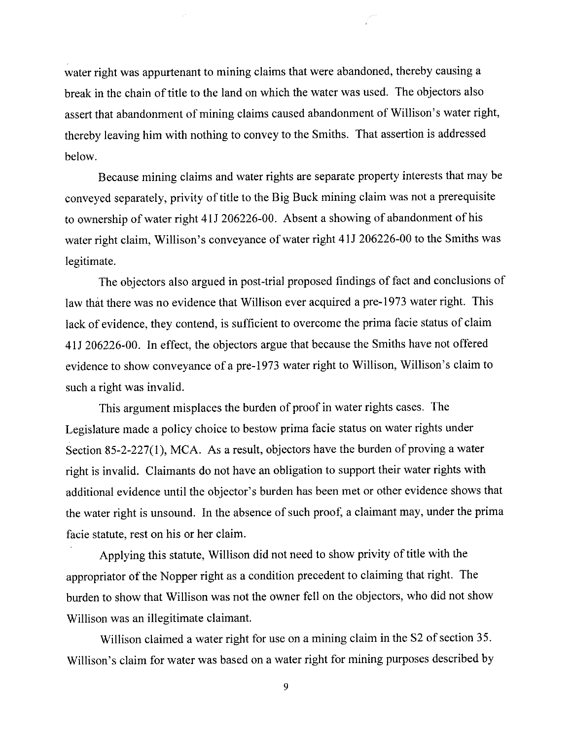water right was appurtenant to mining claims that were abandoned, thereby causing a break in the chain of title to the land on which the water was used. The objectors also assert that abandonment of mining claims caused abandonment of Willison's water right, thereby leaving him with nothing to convey to the Smiths. That assertion is addressed below.

Because mining claims and water rights are separate property interests that may be conveyed separately, privity of title to the Big Buck mining claim was not a prerequisite to ownership of water right 41J 206226-00. Absent a showing of abandonment of his water right claim, Willison's conveyance of water right 41J 206226-00 to the Smiths was legitimate.

The objectors also argued in post-trial proposed findings of fact and conclusions of law that there was no evidence that Willison ever acquired a pre-1973 water right. This lack of evidence, they contend, is sufficient to overcome the prima facie status of claim 41J 206226-00. In effect, the objectors argue that because the Smiths have not offered evidence to show conveyance of a pre-1973 water right to Willison, Willison's claim to such a right was invalid.

This argument misplaces the burden of proof in water rights cases. The Legislature made a policy choice to bestow prima facie status on water rights under Section 85-2-227(1), MCA. As a result, objectors have the burden of proving a water right is invalid. Claimants do not have an obligation to support their water rights with additional evidence until the objector's burden has been met or other evidence shows that the water right is unsound. In the absence of such proof, a claimant may, under the prima facie statute, rest on his or her claim.

Applying this statute, Willison did not need to show privity of title with the appropriator of the Nopper right as a condition precedent to claiming that right. The burden to show that Willison was not the owner fell on the objectors, who did not show Willison was an illegitimate claimant.

Willison claimed a water right for use on a mining claim in the S2 of section 35. Willison's claim for water was based on a water right for mining purposes described by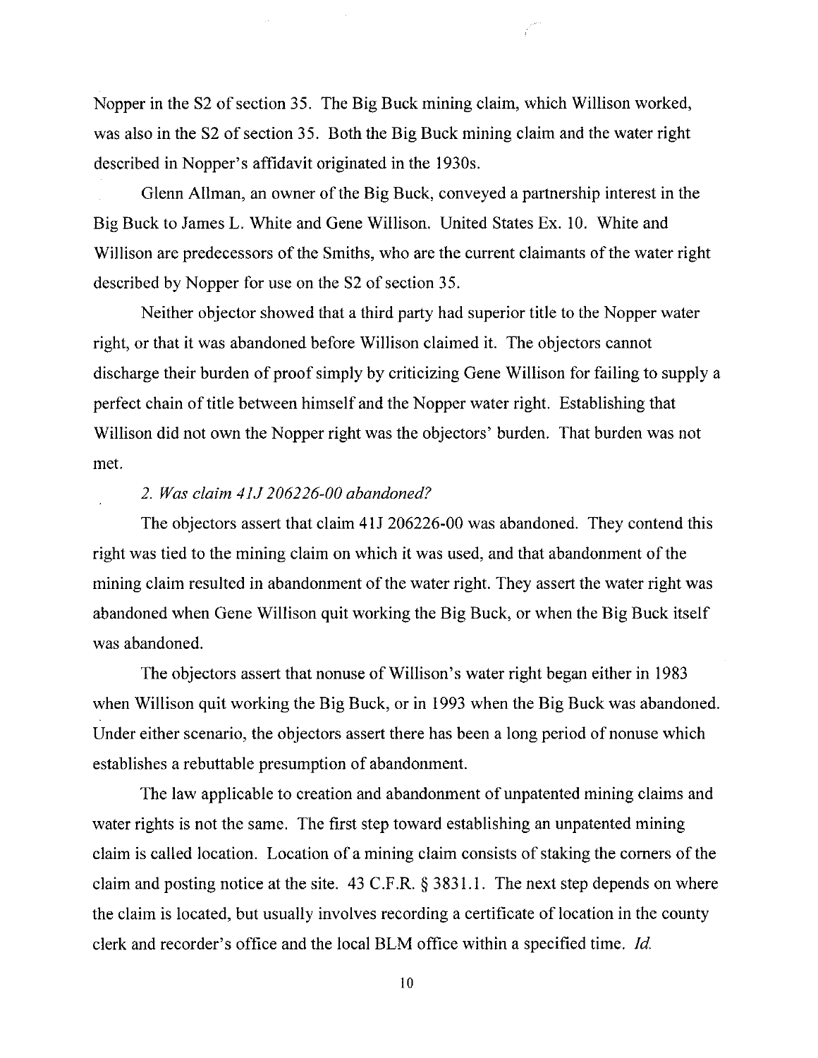Nopper in the S2 of section 35. The Big Buck mining claim, which Willison worked, was also in the S2 of section 35. Both the Big Buck mining claim and the water right described in Nopper's affidavit originated in the 1930s.

Glenn Allman, an owner of the Big Buck, conveyed a partnership interest in the Big Buck to James L. White and Gene Willison. United States Ex. 10. White and Willison are predecessors of the Smiths, who are the current claimants of the water right described by Nopper for use on the S2 of section 35.

Neither objector showed that a third party had superior title to the Nopper water right, or that it was abandoned before Willison claimed it. The objectors cannot discharge their burden of proof simply by criticizing Gene Willison for failing to supply a perfect chain of title between himself and the Nopper water right. Establishing that Willison did not own the Nopper right was the objectors' burden. That burden was not met.

*2. Was claim 41J 206226-00 abandoned?*

The objectors assert that claim 41J 206226-00 was abandoned. They contend this right was tied to the mining claim on which it was used, and that abandonment of the mining claim resulted in abandonment of the water right. They assert the water right was abandoned when Gene Willison quit working the Big Buck, or when the Big Buck itself was abandoned.

The objectors assert that nonuse of Willison's water right began either in 1983 when Willison quit working the Big Buck, or in 1993 when the Big Buck was abandoned. Under either scenario, the objectors assert there has been a long period of nonuse which establishes a rebuttable presumption of abandonment.

The law applicable to creation and abandonment of unpatented mining claims and water rights is not the same. The first step toward establishing an unpatented mining claim is called location. Location of a mining claim consists of staking the corners of the claim and posting notice at the site. 43 C.F.R. § 3831.1. The next step depends on where the claim is located, but usually involves recording a certificate of location in the county clerk and recorder's office and the local BLM office within a specified time. *Id.*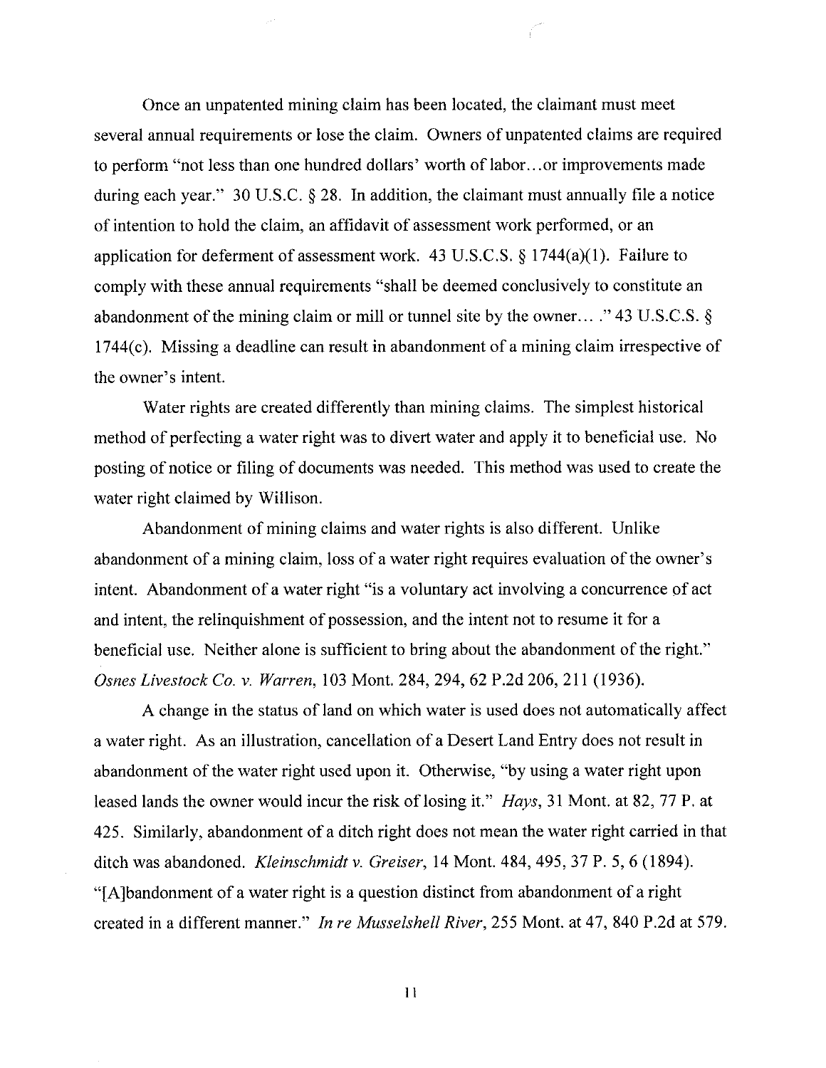Once an unpatented mining claim has been located, the claimant must meet several annual requirements or lose the claim. Owners of unpatented claims are required to perform "not less than one hundred dollars' worth of labor…or improvements made during each year." 30 U.S.C. § 28. In addition, the claimant must annually file a notice of intention to hold the claim, an affidavit of assessment work performed, or an application for deferment of assessment work. 43 U.S.C.S. § 1744(a)(1). Failure to comply with these annual requirements "shall be deemed conclusively to constitute an abandonment of the mining claim or mill or tunnel site by the owner… ." 43 U.S.C.S. § 1744(c). Missing a deadline can result in abandonment of a mining claim irrespective of the owner's intent.

Water rights are created differently than mining claims. The simplest historical method of perfecting a water right was to divert water and apply it to beneficial use. No posting of notice or filing of documents was needed. This method was used to create the water right claimed by Willison.

Abandonment of mining claims and water rights is also different. Unlike abandonment of a mining claim, loss of a water right requires evaluation of the owner's intent. Abandonment of a water right "is a voluntary act involving a concurrence of act and intent, the relinquishment of possession, and the intent not to resume it for a beneficial use. Neither alone is sufficient to bring about the abandonment of the right." *Osnes Livestock Co. v. Warren*, 103 Mont. 284, 294, 62 P.2d 206, 211 (1936).

A change in the status of land on which water is used does not automatically affect a water right. As an illustration, cancellation of a Desert Land Entry does not result in abandonment of the water right used upon it. Otherwise, "by using a water right upon leased lands the owner would incur the risk of losing it." *Hays*, 31 Mont. at 82, 77 P. at 425. Similarly, abandonment of a ditch right does not mean the water right carried in that ditch was abandoned. *Kleinschmidt v. Greiser*, 14 Mont. 484, 495, 37 P. 5, 6 (1894). "[A]bandonment of a water right is a question distinct from abandonment of a right created in a different manner." *In re Musselshell River*, 255 Mont. at 47, 840 P.2d at 579.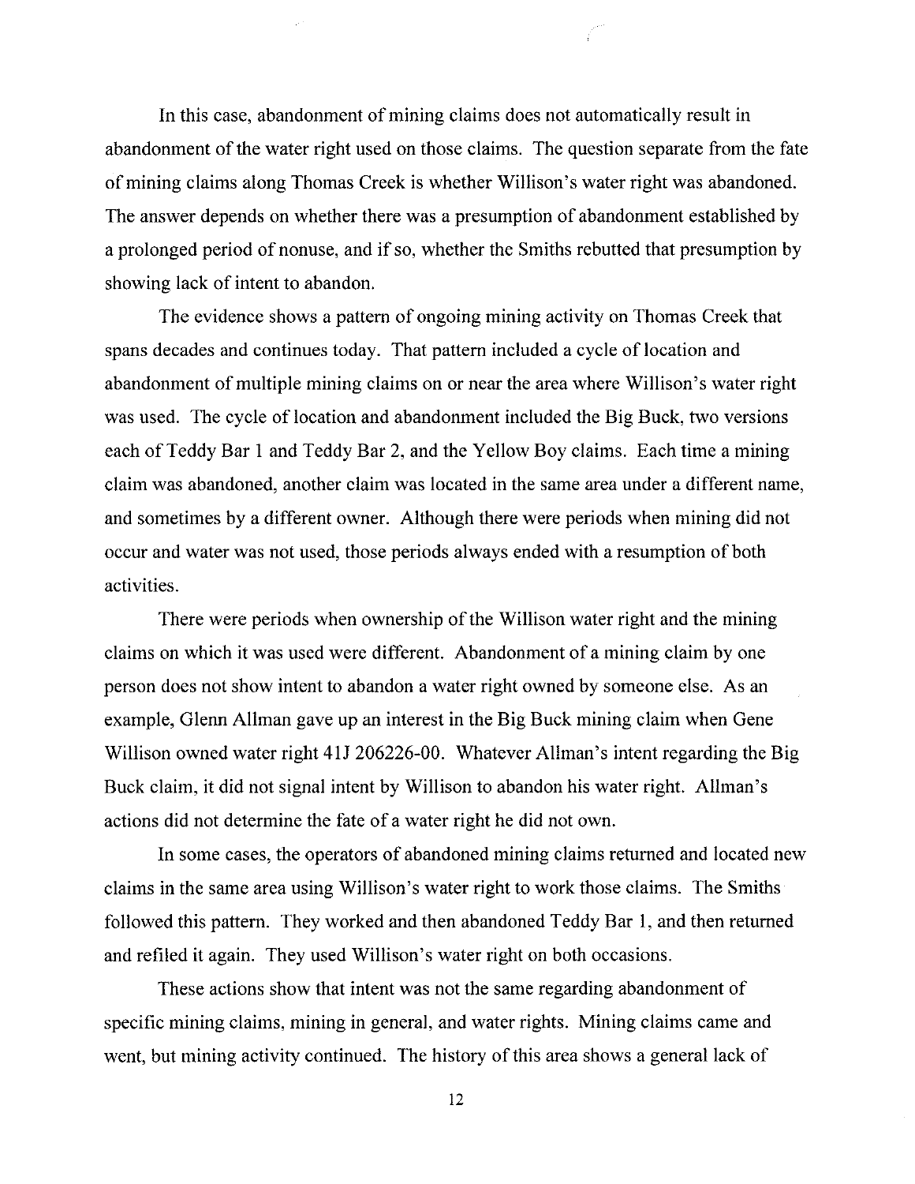In this case, abandonment of mining claims does not automatically result in abandonment of the water right used on those claims. The question separate from the fate of mining claims along Thomas Creek is whether Willison's water right was abandoned. The answer depends on whether there was a presumption of abandonment established by a prolonged period of nonuse, and if so, whether the Smiths rebutted that presumption by showing lack of intent to abandon.

The evidence shows a pattern of ongoing mining activity on Thomas Creek that spans decades and continues today. That pattern included a cycle of location and abandonment of multiple mining claims on or near the area where Willison's water right was used. The cycle of location and abandonment included the Big Buck, two versions each of Teddy Bar 1 and Teddy Bar 2, and the Yellow Boy claims. Each time a mining claim was abandoned, another claim was located in the same area under a different name, and sometimes by a different owner. Although there were periods when mining did not occur and water was not used, those periods always ended with a resumption of both activities.

There were periods when ownership of the Willison water right and the mining claims on which it was used were different. Abandonment of a mining claim by one person does not show intent to abandon a water right owned by someone else. As an example, Glenn Allman gave up an interest in the Big Buck mining claim when Gene Willison owned water right 41J 206226-00. Whatever Allman's intent regarding the Big Buck claim, it did not signal intent by Willison to abandon his water right. Allman's actions did not determine the fate of a water right he did not own.

In some cases, the operators of abandoned mining claims returned and located new claims in the same area using Willison's water right to work those claims. The Smiths followed this pattern. They worked and then abandoned Teddy Bar 1, and then returned and refiled it again. They used Willison's water right on both occasions.

These actions show that intent was not the same regarding abandonment of specific mining claims, mining in general, and water rights. Mining claims came and went, but mining activity continued. The history of this area shows a general lack of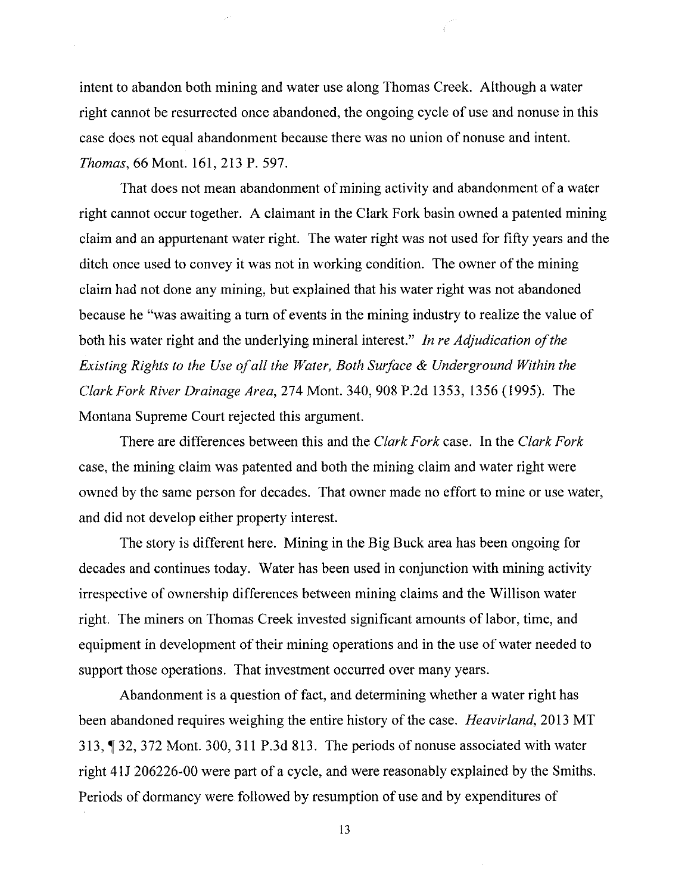intent to abandon both mining and water use along Thomas Creek. Although a water right cannot be resurrected once abandoned, the ongoing cycle of use and nonuse in this case does not equal abandonment because there was no union of nonuse and intent. *Thomas*, 66 Mont. 161, 213 P. 597.

That does not mean abandonment of mining activity and abandonment of a water right cannot occur together. A claimant in the Clark Fork basin owned a patented mining claim and an appurtenant water right. The water right was not used for fifty years and the ditch once used to convey it was not in working condition. The owner of the mining claim had not done any mining, but explained that his water right was not abandoned because he "was awaiting a turn of events in the mining industry to realize the value of both his water right and the underlying mineral interest." *In re Adjudication of the Existing Rights to the Use of all the Water, Both Surface & Underground Within the Clark Fork River Drainage Area*, 274 Mont. 340, 908 P.2d 1353, 1356 (1995). The Montana Supreme Court rejected this argument.

There are differences between this and the *Clark Fork* case. In the *Clark Fork* case, the mining claim was patented and both the mining claim and water right were owned by the same person for decades. That owner made no effort to mine or use water, and did not develop either property interest.

The story is different here. Mining in the Big Buck area has been ongoing for decades and continues today. Water has been used in conjunction with mining activity irrespective of ownership differences between mining claims and the Willison water right. The miners on Thomas Creek invested significant amounts of labor, time, and equipment in development of their mining operations and in the use of water needed to support those operations. That investment occurred over many years.

Abandonment is a question of fact, and determining whether a water right has been abandoned requires weighing the entire history of the case. *Heavirland*, 2013 MT 313, ¶ 32, 372 Mont. 300, 311 P.3d 813. The periods of nonuse associated with water right 41J 206226-00 were part of a cycle, and were reasonably explained by the Smiths. Periods of dormancy were followed by resumption of use and by expenditures of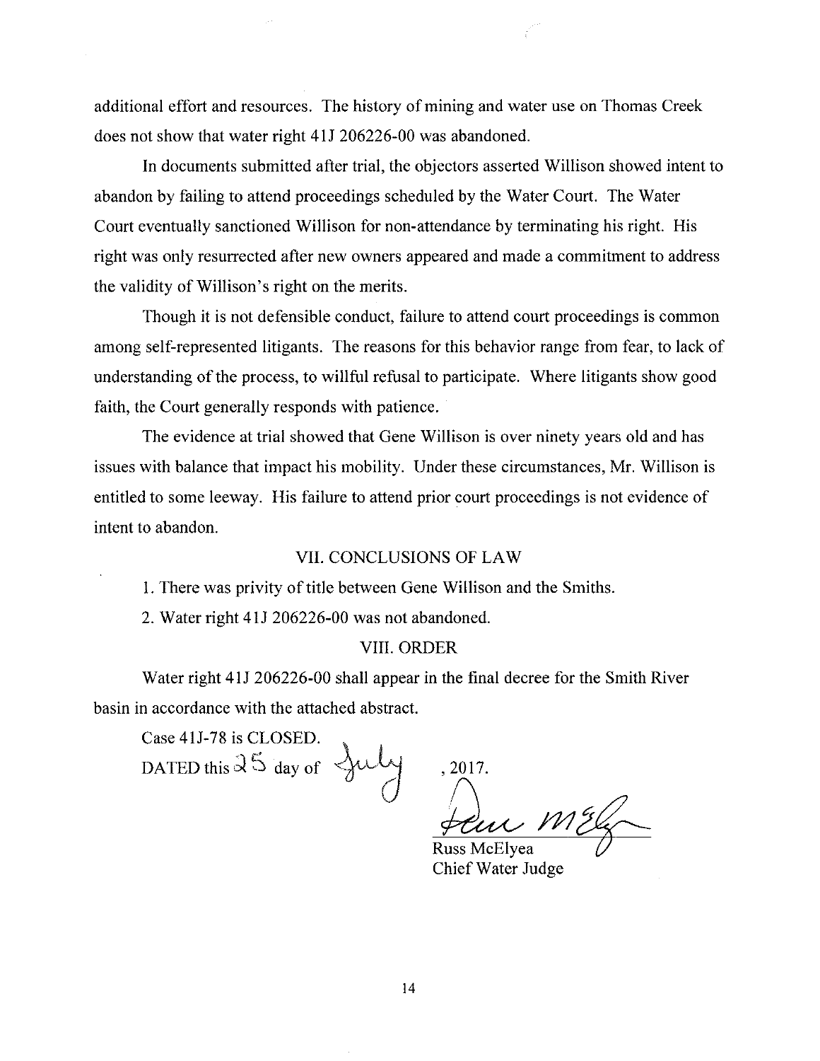additional effort and resources. The history of mining and water use on Thomas Creek does not show that water right 41J 206226-00 was abandoned.

In documents submitted after trial, the objectors asserted Willison showed intent to abandon by failing to attend proceedings scheduled by the Water Court. The Water Court eventually sanctioned Willison for non-attendance by terminating his right. His right was only resurrected after new owners appeared and made a commitment to address the validity of Willison's right on the merits.

Though it is not defensible conduct, failure to attend court proceedings is common among self-represented litigants. The reasons for this behavior range from fear, to lack of understanding of the process, to willful refusal to participate. Where litigants show good faith, the Court generally responds with patience.

The evidence at trial showed that Gene Willison is over ninety years old and has issues with balance that impact his mobility. Under these circumstances, Mr. Willison is entitled to some leeway. His failure to attend prior court proceedings is not evidence of intent to abandon.

## VII. CONCLUSIONS OF LAW

1. There was privity of title between Gene Willison and the Smiths.
2. Water right 41J 206226-00 was not abandoned.

## VIII. ORDER

Water right 41J 206226-00 shall appear in the final decree for the Smith River basin in accordance with the attached abstract.

Case 41J-78 is CLOSED.

DATED this 25 day of July, 2017.

Russ McElyea
Chief Water Judge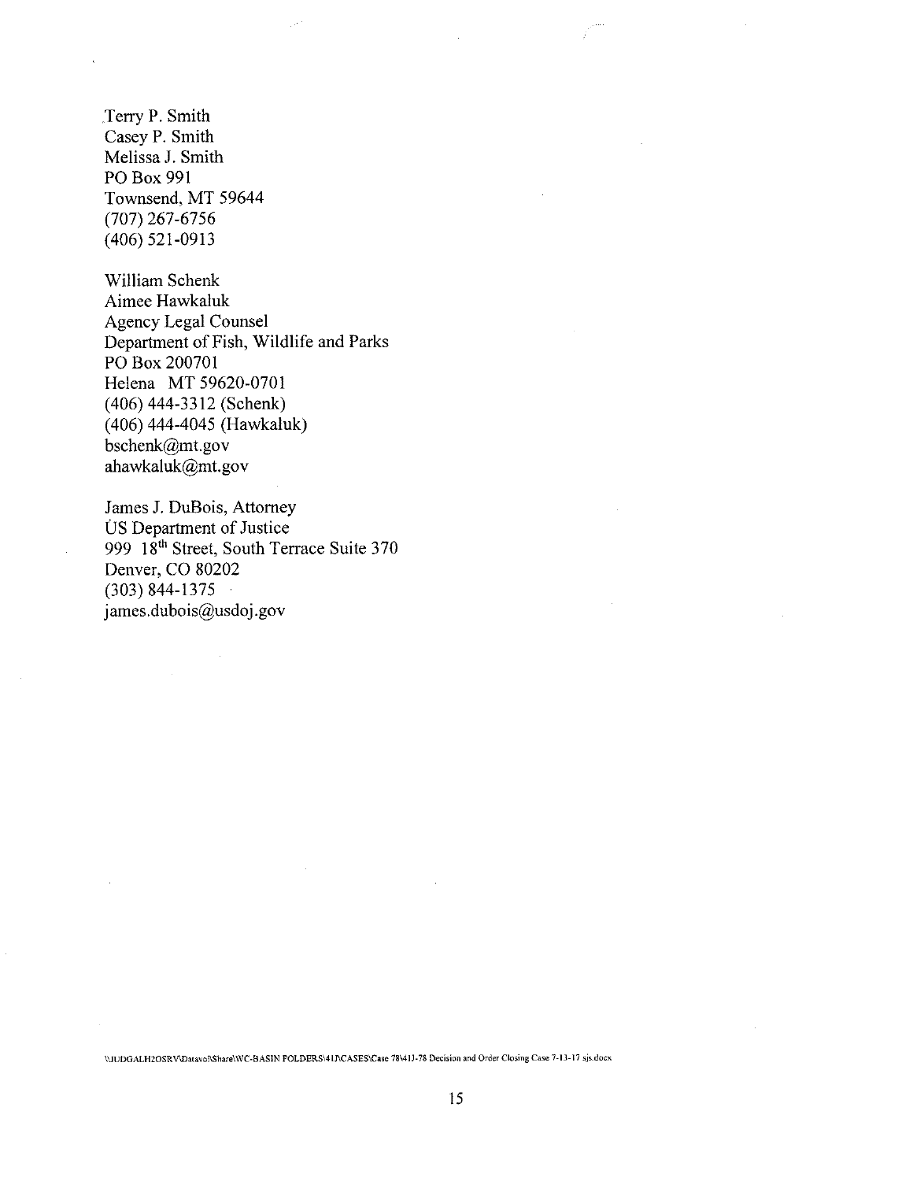Terry P. Smith
Casey P. Smith
Melissa J. Smith
PO Box 991
Townsend, MT 59644
(707) 267-6756
(406) 521-0913

William Schenk
Aimee Hawkaluk
Agency Legal Counsel
Department of Fish, Wildlife and Parks
PO Box 200701
Helena MT 59620-0701
(406) 444-3312 (Schenk)
(406) 444-4045 (Hawkaluk)
bschenk@mt.gov
ahawkaluk@mt.gov

James J. DuBois, Attorney
US Department of Justice
999 18th Street, South Terrace Suite 370
Denver, CO 80202
(303) 844-1375
james.dubois@usdoj.gov

\\JUDGALH2OSRV\Datavol\Share\WC-BASIN FOLDERS\41I\CASES\Case 78\41I-78 Decision and Order Closing Case 7-13-17 sjs.docx